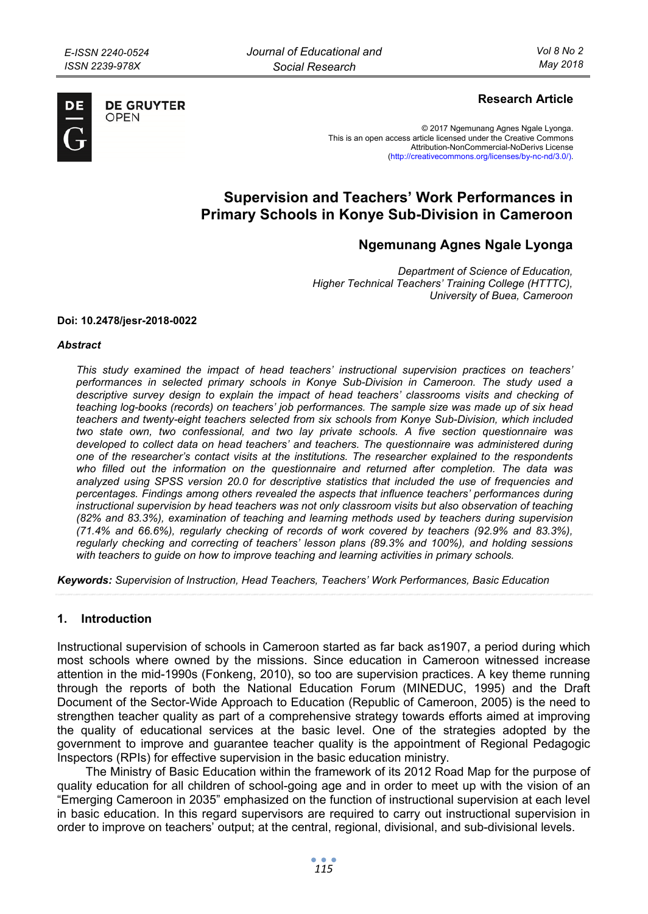Research Article

© 2017 Ngemunang Agnes Ngale Lyonga.
This is an open access article licensed under the Creative Commons
Attribution-NonCommercial-NoDerivs License
(http://creativecommons.org/licenses/by-nc-nd/3.0/).

# Supervision and Teachers' Work Performances in Primary Schools in Konye Sub-Division in Cameroon

## Ngemunang Agnes Ngale Lyonga

*Department of Science of Education,*
*Higher Technical Teachers' Training College (HTTTC),*
*University of Buea, Cameroon*

**Doi: 10.2478/jesr-2018-0022**

***Abstract***

*This study examined the impact of head teachers' instructional supervision practices on teachers' performances in selected primary schools in Konye Sub-Division in Cameroon. The study used a descriptive survey design to explain the impact of head teachers' classrooms visits and checking of teaching log-books (records) on teachers' job performances. The sample size was made up of six head teachers and twenty-eight teachers selected from six schools from Konye Sub-Division, which included two state own, two confessional, and two lay private schools. A five section questionnaire was developed to collect data on head teachers' and teachers. The questionnaire was administered during one of the researcher's contact visits at the institutions. The researcher explained to the respondents who filled out the information on the questionnaire and returned after completion. The data was analyzed using SPSS version 20.0 for descriptive statistics that included the use of frequencies and percentages. Findings among others revealed the aspects that influence teachers' performances during instructional supervision by head teachers was not only classroom visits but also observation of teaching (82% and 83.3%), examination of teaching and learning methods used by teachers during supervision (71.4% and 66.6%), regularly checking of records of work covered by teachers (92.9% and 83.3%), regularly checking and correcting of teachers' lesson plans (89.3% and 100%), and holding sessions with teachers to guide on how to improve teaching and learning activities in primary schools.*

***Keywords:*** *Supervision of Instruction, Head Teachers, Teachers' Work Performances, Basic Education*

## 1. Introduction

Instructional supervision of schools in Cameroon started as far back as1907, a period during which most schools where owned by the missions. Since education in Cameroon witnessed increase attention in the mid-1990s (Fonkeng, 2010), so too are supervision practices. A key theme running through the reports of both the National Education Forum (MINEDUC, 1995) and the Draft Document of the Sector-Wide Approach to Education (Republic of Cameroon, 2005) is the need to strengthen teacher quality as part of a comprehensive strategy towards efforts aimed at improving the quality of educational services at the basic level. One of the strategies adopted by the government to improve and guarantee teacher quality is the appointment of Regional Pedagogic Inspectors (RPIs) for effective supervision in the basic education ministry.

The Ministry of Basic Education within the framework of its 2012 Road Map for the purpose of quality education for all children of school-going age and in order to meet up with the vision of an "Emerging Cameroon in 2035" emphasized on the function of instructional supervision at each level in basic education. In this regard supervisors are required to carry out instructional supervision in order to improve on teachers' output; at the central, regional, divisional, and sub-divisional levels.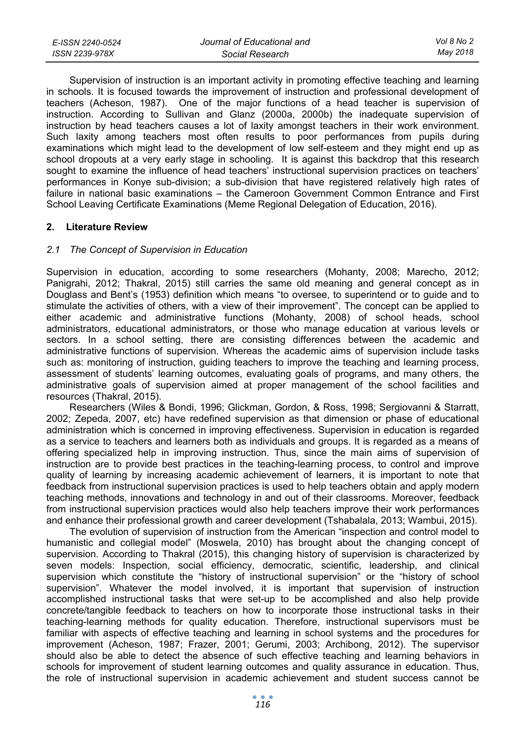Supervision of instruction is an important activity in promoting effective teaching and learning in schools. It is focused towards the improvement of instruction and professional development of teachers (Acheson, 1987). One of the major functions of a head teacher is supervision of instruction. According to Sullivan and Glanz (2000a, 2000b) the inadequate supervision of instruction by head teachers causes a lot of laxity amongst teachers in their work environment. Such laxity among teachers most often results to poor performances from pupils during examinations which might lead to the development of low self-esteem and they might end up as school dropouts at a very early stage in schooling. It is against this backdrop that this research sought to examine the influence of head teachers' instructional supervision practices on teachers' performances in Konye sub-division; a sub-division that have registered relatively high rates of failure in national basic examinations – the Cameroon Government Common Entrance and First School Leaving Certificate Examinations (Meme Regional Delegation of Education, 2016).

## 2. Literature Review

### *2.1 The Concept of Supervision in Education*

Supervision in education, according to some researchers (Mohanty, 2008; Marecho, 2012; Panigrahi, 2012; Thakral, 2015) still carries the same old meaning and general concept as in Douglass and Bent's (1953) definition which means "to oversee, to superintend or to guide and to stimulate the activities of others, with a view of their improvement". The concept can be applied to either academic and administrative functions (Mohanty, 2008) of school heads, school administrators, educational administrators, or those who manage education at various levels or sectors. In a school setting, there are consisting differences between the academic and administrative functions of supervision. Whereas the academic aims of supervision include tasks such as: monitoring of instruction, guiding teachers to improve the teaching and learning process, assessment of students' learning outcomes, evaluating goals of programs, and many others, the administrative goals of supervision aimed at proper management of the school facilities and resources (Thakral, 2015).

Researchers (Wiles & Bondi, 1996; Glickman, Gordon, & Ross, 1998; Sergiovanni & Starratt, 2002; Zepeda, 2007, etc) have redefined supervision as that dimension or phase of educational administration which is concerned in improving effectiveness. Supervision in education is regarded as a service to teachers and learners both as individuals and groups. It is regarded as a means of offering specialized help in improving instruction. Thus, since the main aims of supervision of instruction are to provide best practices in the teaching-learning process, to control and improve quality of learning by increasing academic achievement of learners, it is important to note that feedback from instructional supervision practices is used to help teachers obtain and apply modern teaching methods, innovations and technology in and out of their classrooms. Moreover, feedback from instructional supervision practices would also help teachers improve their work performances and enhance their professional growth and career development (Tshabalala, 2013; Wambui, 2015).

The evolution of supervision of instruction from the American "inspection and control model to humanistic and collegial model" (Moswela, 2010) has brought about the changing concept of supervision. According to Thakral (2015), this changing history of supervision is characterized by seven models: Inspection, social efficiency, democratic, scientific, leadership, and clinical supervision which constitute the "history of instructional supervision" or the "history of school supervision". Whatever the model involved, it is important that supervision of instruction accomplished instructional tasks that were set-up to be accomplished and also help provide concrete/tangible feedback to teachers on how to incorporate those instructional tasks in their teaching-learning methods for quality education. Therefore, instructional supervisors must be familiar with aspects of effective teaching and learning in school systems and the procedures for improvement (Acheson, 1987; Frazer, 2001; Gerumi, 2003; Archibong, 2012). The supervisor should also be able to detect the absence of such effective teaching and learning behaviors in schools for improvement of student learning outcomes and quality assurance in education. Thus, the role of instructional supervision in academic achievement and student success cannot be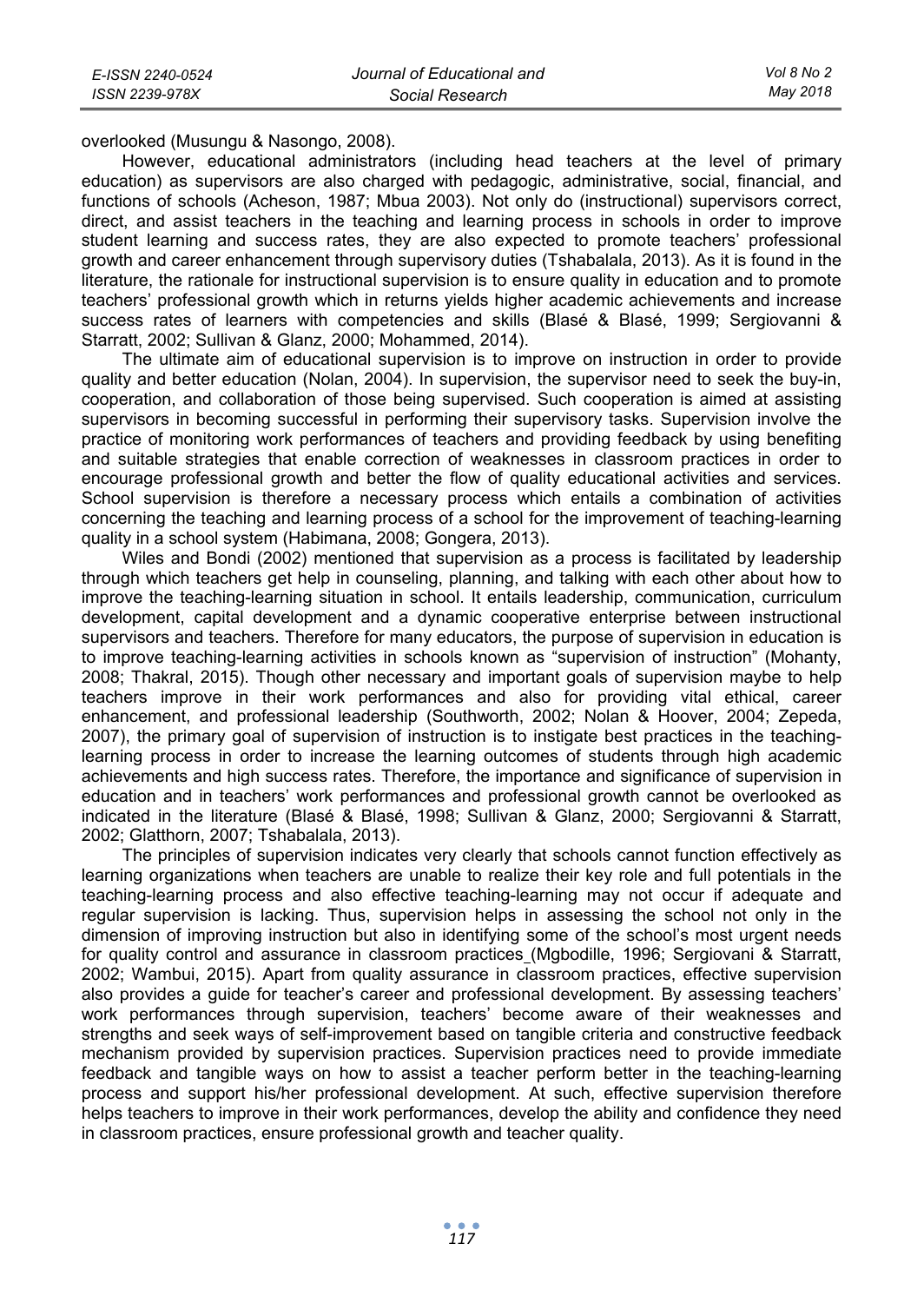overlooked (Musungu & Nasongo, 2008).

However, educational administrators (including head teachers at the level of primary education) as supervisors are also charged with pedagogic, administrative, social, financial, and functions of schools (Acheson, 1987; Mbua 2003). Not only do (instructional) supervisors correct, direct, and assist teachers in the teaching and learning process in schools in order to improve student learning and success rates, they are also expected to promote teachers' professional growth and career enhancement through supervisory duties (Tshabalala, 2013). As it is found in the literature, the rationale for instructional supervision is to ensure quality in education and to promote teachers' professional growth which in returns yields higher academic achievements and increase success rates of learners with competencies and skills (Blasé & Blasé, 1999; Sergiovanni & Starratt, 2002; Sullivan & Glanz, 2000; Mohammed, 2014).

The ultimate aim of educational supervision is to improve on instruction in order to provide quality and better education (Nolan, 2004). In supervision, the supervisor need to seek the buy-in, cooperation, and collaboration of those being supervised. Such cooperation is aimed at assisting supervisors in becoming successful in performing their supervisory tasks. Supervision involve the practice of monitoring work performances of teachers and providing feedback by using benefiting and suitable strategies that enable correction of weaknesses in classroom practices in order to encourage professional growth and better the flow of quality educational activities and services. School supervision is therefore a necessary process which entails a combination of activities concerning the teaching and learning process of a school for the improvement of teaching-learning quality in a school system (Habimana, 2008; Gongera, 2013).

Wiles and Bondi (2002) mentioned that supervision as a process is facilitated by leadership through which teachers get help in counseling, planning, and talking with each other about how to improve the teaching-learning situation in school. It entails leadership, communication, curriculum development, capital development and a dynamic cooperative enterprise between instructional supervisors and teachers. Therefore for many educators, the purpose of supervision in education is to improve teaching-learning activities in schools known as "supervision of instruction" (Mohanty, 2008; Thakral, 2015). Though other necessary and important goals of supervision maybe to help teachers improve in their work performances and also for providing vital ethical, career enhancement, and professional leadership (Southworth, 2002; Nolan & Hoover, 2004; Zepeda, 2007), the primary goal of supervision of instruction is to instigate best practices in the teaching-learning process in order to increase the learning outcomes of students through high academic achievements and high success rates. Therefore, the importance and significance of supervision in education and in teachers' work performances and professional growth cannot be overlooked as indicated in the literature (Blasé & Blasé, 1998; Sullivan & Glanz, 2000; Sergiovanni & Starratt, 2002; Glatthorn, 2007; Tshabalala, 2013).

The principles of supervision indicates very clearly that schools cannot function effectively as learning organizations when teachers are unable to realize their key role and full potentials in the teaching-learning process and also effective teaching-learning may not occur if adequate and regular supervision is lacking. Thus, supervision helps in assessing the school not only in the dimension of improving instruction but also in identifying some of the school's most urgent needs for quality control and assurance in classroom practices (Mgbodille, 1996; Sergiovani & Starratt, 2002; Wambui, 2015). Apart from quality assurance in classroom practices, effective supervision also provides a guide for teacher's career and professional development. By assessing teachers' work performances through supervision, teachers' become aware of their weaknesses and strengths and seek ways of self-improvement based on tangible criteria and constructive feedback mechanism provided by supervision practices. Supervision practices need to provide immediate feedback and tangible ways on how to assist a teacher perform better in the teaching-learning process and support his/her professional development. At such, effective supervision therefore helps teachers to improve in their work performances, develop the ability and confidence they need in classroom practices, ensure professional growth and teacher quality.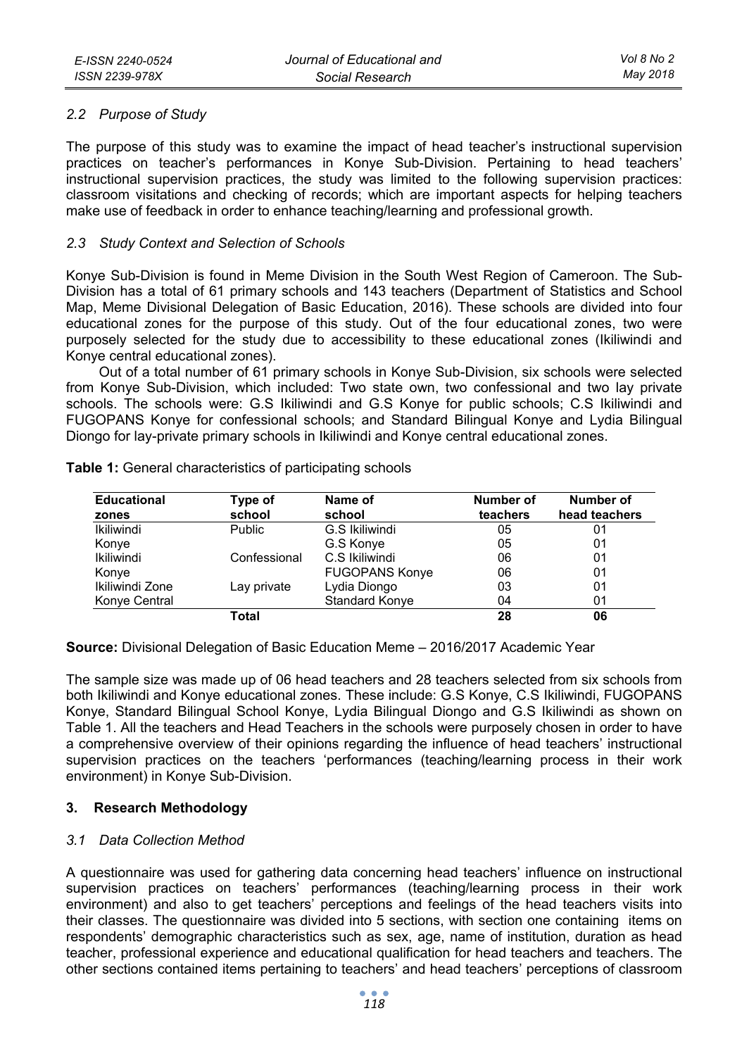### 2.2 Purpose of Study

The purpose of this study was to examine the impact of head teacher's instructional supervision practices on teacher's performances in Konye Sub-Division. Pertaining to head teachers' instructional supervision practices, the study was limited to the following supervision practices: classroom visitations and checking of records; which are important aspects for helping teachers make use of feedback in order to enhance teaching/learning and professional growth.

### 2.3 Study Context and Selection of Schools

Konye Sub-Division is found in Meme Division in the South West Region of Cameroon. The Sub-Division has a total of 61 primary schools and 143 teachers (Department of Statistics and School Map, Meme Divisional Delegation of Basic Education, 2016). These schools are divided into four educational zones for the purpose of this study. Out of the four educational zones, two were purposely selected for the study due to accessibility to these educational zones (Ikiliwindi and Konye central educational zones).

Out of a total number of 61 primary schools in Konye Sub-Division, six schools were selected from Konye Sub-Division, which included: Two state own, two confessional and two lay private schools. The schools were: G.S Ikiliwindi and G.S Konye for public schools; C.S Ikiliwindi and FUGOPANS Konye for confessional schools; and Standard Bilingual Konye and Lydia Bilingual Diongo for lay-private primary schools in Ikiliwindi and Konye central educational zones.

**Table 1:** General characteristics of participating schools

| Educational zones | Type of school | Name of school | Number of teachers | Number of head teachers |
|---|---|---|---|---|
| Ikiliwindi | Public | G.S Ikiliwindi | 05 | 01 |
| Konye | | G.S Konye | 05 | 01 |
| Ikiliwindi | Confessional | C.S Ikiliwindi | 06 | 01 |
| Konye | | FUGOPANS Konye | 06 | 01 |
| Ikiliwindi Zone | Lay private | Lydia Diongo | 03 | 01 |
| Konye Central | | Standard Konye | 04 | 01 |
| | **Total** | | **28** | **06** |

**Source:** Divisional Delegation of Basic Education Meme – 2016/2017 Academic Year

The sample size was made up of 06 head teachers and 28 teachers selected from six schools from both Ikiliwindi and Konye educational zones. These include: G.S Konye, C.S Ikiliwindi, FUGOPANS Konye, Standard Bilingual School Konye, Lydia Bilingual Diongo and G.S Ikiliwindi as shown on Table 1. All the teachers and Head Teachers in the schools were purposely chosen in order to have a comprehensive overview of their opinions regarding the influence of head teachers' instructional supervision practices on the teachers 'performances (teaching/learning process in their work environment) in Konye Sub-Division.

## 3. Research Methodology

### 3.1 Data Collection Method

A questionnaire was used for gathering data concerning head teachers' influence on instructional supervision practices on teachers' performances (teaching/learning process in their work environment) and also to get teachers' perceptions and feelings of the head teachers visits into their classes. The questionnaire was divided into 5 sections, with section one containing items on respondents' demographic characteristics such as sex, age, name of institution, duration as head teacher, professional experience and educational qualification for head teachers and teachers. The other sections contained items pertaining to teachers' and head teachers' perceptions of classroom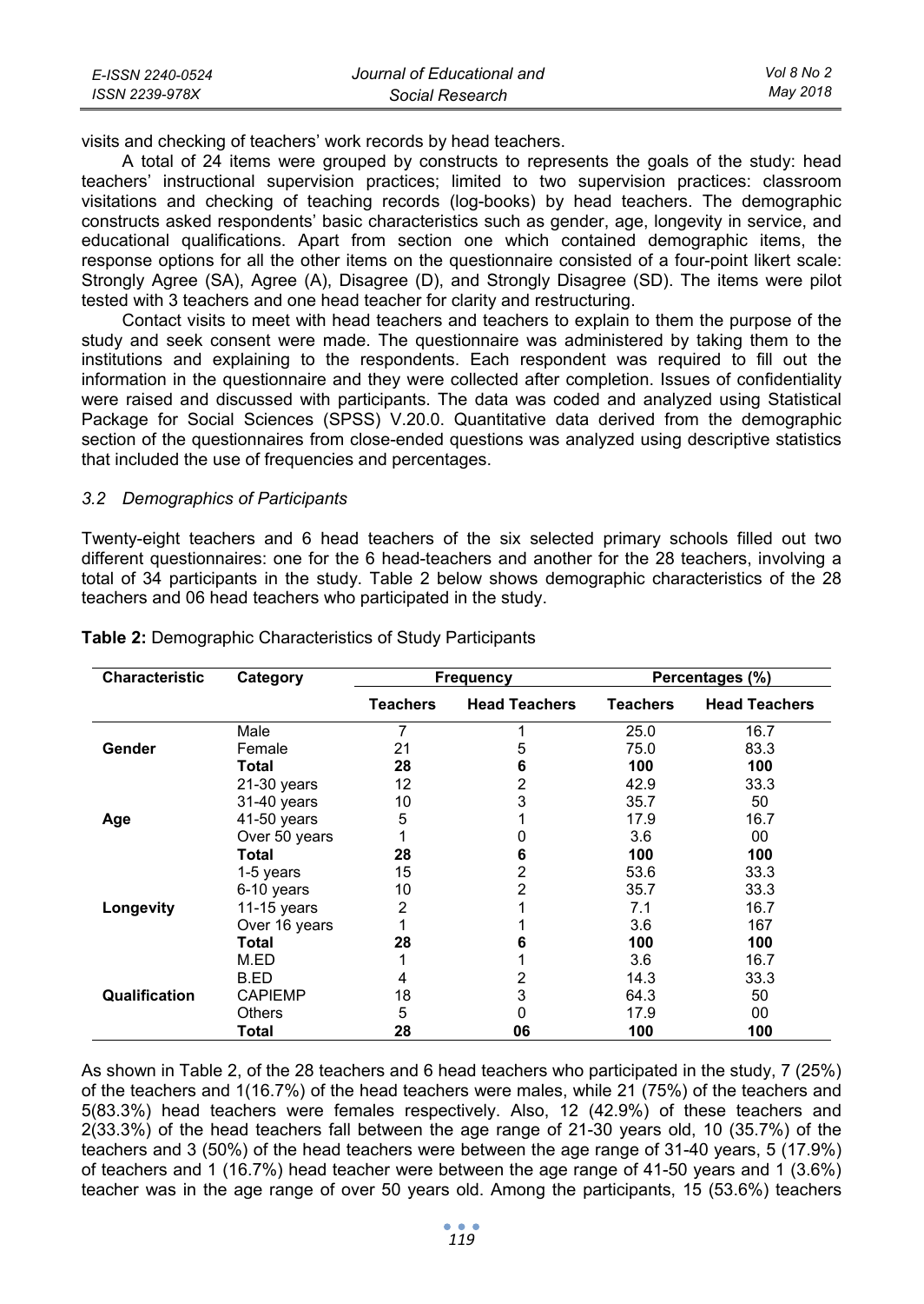visits and checking of teachers' work records by head teachers.

A total of 24 items were grouped by constructs to represents the goals of the study: head teachers' instructional supervision practices; limited to two supervision practices: classroom visitations and checking of teaching records (log-books) by head teachers. The demographic constructs asked respondents' basic characteristics such as gender, age, longevity in service, and educational qualifications. Apart from section one which contained demographic items, the response options for all the other items on the questionnaire consisted of a four-point likert scale: Strongly Agree (SA), Agree (A), Disagree (D), and Strongly Disagree (SD). The items were pilot tested with 3 teachers and one head teacher for clarity and restructuring.

Contact visits to meet with head teachers and teachers to explain to them the purpose of the study and seek consent were made. The questionnaire was administered by taking them to the institutions and explaining to the respondents. Each respondent was required to fill out the information in the questionnaire and they were collected after completion. Issues of confidentiality were raised and discussed with participants. The data was coded and analyzed using Statistical Package for Social Sciences (SPSS) V.20.0. Quantitative data derived from the demographic section of the questionnaires from close-ended questions was analyzed using descriptive statistics that included the use of frequencies and percentages.

### *3.2 Demographics of Participants*

Twenty-eight teachers and 6 head teachers of the six selected primary schools filled out two different questionnaires: one for the 6 head-teachers and another for the 28 teachers, involving a total of 34 participants in the study. Table 2 below shows demographic characteristics of the 28 teachers and 06 head teachers who participated in the study.

**Table 2:** Demographic Characteristics of Study Participants

| Characteristic | Category | Frequency | | Percentages (%) | |
|---|---|---|---|---|---|
| | | **Teachers** | **Head Teachers** | **Teachers** | **Head Teachers** |
| **Gender** | Male | 7 | 1 | 25.0 | 16.7 |
| | Female | 21 | 5 | 75.0 | 83.3 |
| | **Total** | **28** | **6** | **100** | **100** |
| **Age** | 21-30 years | 12 | 2 | 42.9 | 33.3 |
| | 31-40 years | 10 | 3 | 35.7 | 50 |
| | 41-50 years | 5 | 1 | 17.9 | 16.7 |
| | Over 50 years | 1 | 0 | 3.6 | 00 |
| | **Total** | **28** | **6** | **100** | **100** |
| **Longevity** | 1-5 years | 15 | 2 | 53.6 | 33.3 |
| | 6-10 years | 10 | 2 | 35.7 | 33.3 |
| | 11-15 years | 2 | 1 | 7.1 | 16.7 |
| | Over 16 years | 1 | 1 | 3.6 | 167 |
| | **Total** | **28** | **6** | **100** | **100** |
| **Qualification** | M.ED | 1 | 1 | 3.6 | 16.7 |
| | B.ED | 4 | 2 | 14.3 | 33.3 |
| | CAPIEMP | 18 | 3 | 64.3 | 50 |
| | Others | 5 | 0 | 17.9 | 00 |
| | **Total** | **28** | **06** | **100** | **100** |

As shown in Table 2, of the 28 teachers and 6 head teachers who participated in the study, 7 (25%) of the teachers and 1(16.7%) of the head teachers were males, while 21 (75%) of the teachers and 5(83.3%) head teachers were females respectively. Also, 12 (42.9%) of these teachers and 2(33.3%) of the head teachers fall between the age range of 21-30 years old, 10 (35.7%) of the teachers and 3 (50%) of the head teachers were between the age range of 31-40 years, 5 (17.9%) of teachers and 1 (16.7%) head teacher were between the age range of 41-50 years and 1 (3.6%) teacher was in the age range of over 50 years old. Among the participants, 15 (53.6%) teachers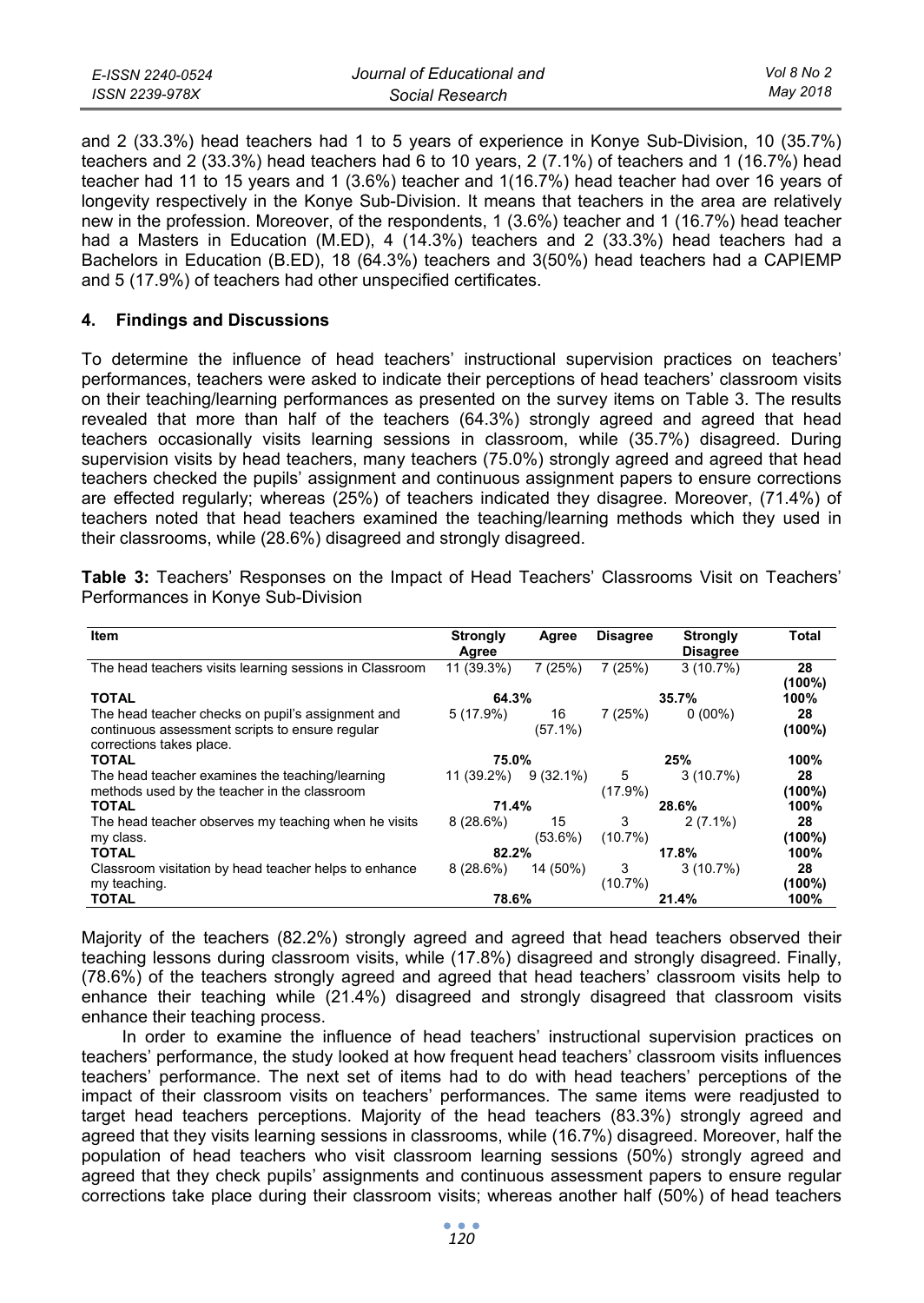and 2 (33.3%) head teachers had 1 to 5 years of experience in Konye Sub-Division, 10 (35.7%) teachers and 2 (33.3%) head teachers had 6 to 10 years, 2 (7.1%) of teachers and 1 (16.7%) head teacher had 11 to 15 years and 1 (3.6%) teacher and 1(16.7%) head teacher had over 16 years of longevity respectively in the Konye Sub-Division. It means that teachers in the area are relatively new in the profession. Moreover, of the respondents, 1 (3.6%) teacher and 1 (16.7%) head teacher had a Masters in Education (M.ED), 4 (14.3%) teachers and 2 (33.3%) head teachers had a Bachelors in Education (B.ED), 18 (64.3%) teachers and 3(50%) head teachers had a CAPIEMP and 5 (17.9%) of teachers had other unspecified certificates.

## 4. Findings and Discussions

To determine the influence of head teachers' instructional supervision practices on teachers' performances, teachers were asked to indicate their perceptions of head teachers' classroom visits on their teaching/learning performances as presented on the survey items on Table 3. The results revealed that more than half of the teachers (64.3%) strongly agreed and agreed that head teachers occasionally visits learning sessions in classroom, while (35.7%) disagreed. During supervision visits by head teachers, many teachers (75.0%) strongly agreed and agreed that head teachers checked the pupils' assignment and continuous assignment papers to ensure corrections are effected regularly; whereas (25%) of teachers indicated they disagree. Moreover, (71.4%) of teachers noted that head teachers examined the teaching/learning methods which they used in their classrooms, while (28.6%) disagreed and strongly disagreed.

**Table 3:** Teachers' Responses on the Impact of Head Teachers' Classrooms Visit on Teachers' Performances in Konye Sub-Division

| Item | Strongly Agree | Agree | Disagree | Strongly Disagree | Total |
|---|---|---|---|---|---|
| The head teachers visits learning sessions in Classroom | 11 (39.3%) | 7 (25%) | 7 (25%) | 3 (10.7%) | 28 (100%) |
| **TOTAL** | **64.3%** | | **35.7%** | | **100%** |
| The head teacher checks on pupil's assignment and continuous assessment scripts to ensure regular corrections takes place. | 5 (17.9%) | 16 (57.1%) | 7 (25%) | 0 (00%) | 28 (100%) |
| **TOTAL** | **75.0%** | | **25%** | | **100%** |
| The head teacher examines the teaching/learning methods used by the teacher in the classroom | 11 (39.2%) | 9 (32.1%) | 5 (17.9%) | 3 (10.7%) | 28 (100%) |
| **TOTAL** | **71.4%** | | **28.6%** | | **100%** |
| The head teacher observes my teaching when he visits my class. | 8 (28.6%) | 15 (53.6%) | 3 (10.7%) | 2 (7.1%) | 28 (100%) |
| **TOTAL** | **82.2%** | | **17.8%** | | **100%** |
| Classroom visitation by head teacher helps to enhance my teaching. | 8 (28.6%) | 14 (50%) | 3 (10.7%) | 3 (10.7%) | 28 (100%) |
| **TOTAL** | **78.6%** | | **21.4%** | | **100%** |

Majority of the teachers (82.2%) strongly agreed and agreed that head teachers observed their teaching lessons during classroom visits, while (17.8%) disagreed and strongly disagreed. Finally, (78.6%) of the teachers strongly agreed and agreed that head teachers' classroom visits help to enhance their teaching while (21.4%) disagreed and strongly disagreed that classroom visits enhance their teaching process.

In order to examine the influence of head teachers' instructional supervision practices on teachers' performance, the study looked at how frequent head teachers' classroom visits influences teachers' performance. The next set of items had to do with head teachers' perceptions of the impact of their classroom visits on teachers' performances. The same items were readjusted to target head teachers perceptions. Majority of the head teachers (83.3%) strongly agreed and agreed that they visits learning sessions in classrooms, while (16.7%) disagreed. Moreover, half the population of head teachers who visit classroom learning sessions (50%) strongly agreed and agreed that they check pupils' assignments and continuous assessment papers to ensure regular corrections take place during their classroom visits; whereas another half (50%) of head teachers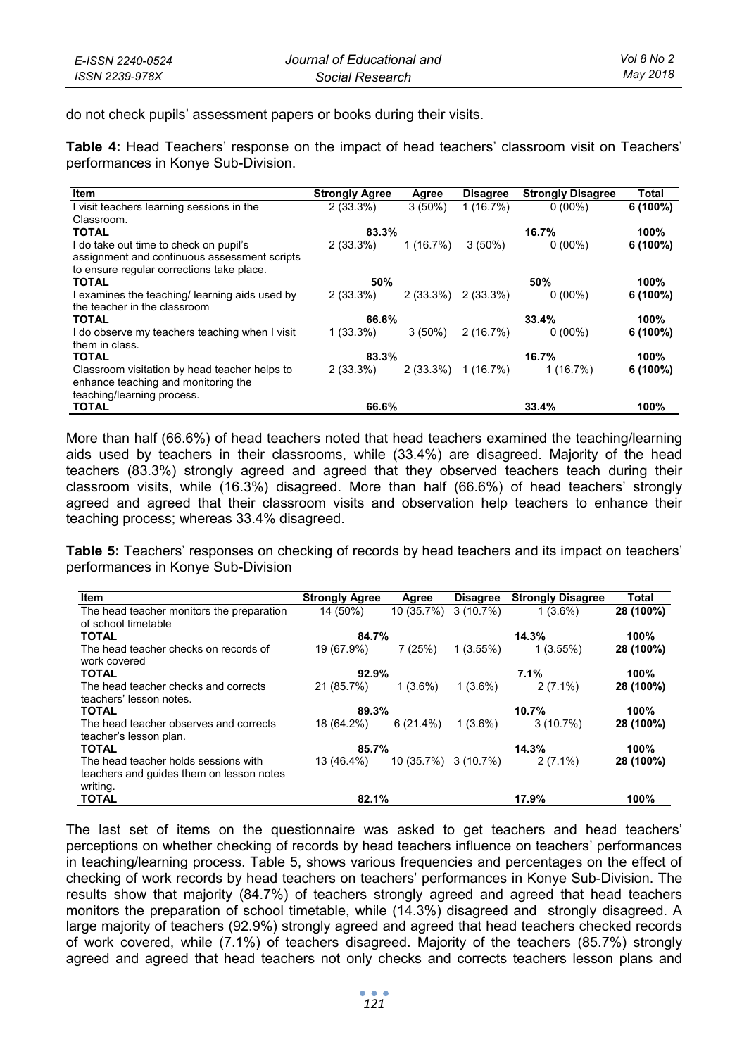do not check pupils' assessment papers or books during their visits.

**Table 4:** Head Teachers' response on the impact of head teachers' classroom visit on Teachers' performances in Konye Sub-Division.

| Item | Strongly Agree | Agree | Disagree | Strongly Disagree | Total |
|---|---|---|---|---|---|
| I visit teachers learning sessions in the Classroom. | 2 (33.3%) | 3 (50%) | 1 (16.7%) | 0 (00%) | 6 (100%) |
| **TOTAL** | **83.3%** | | **16.7%** | | **100%** |
| I do take out time to check on pupil's assignment and continuous assessment scripts to ensure regular corrections take place. | 2 (33.3%) | 1 (16.7%) | 3 (50%) | 0 (00%) | 6 (100%) |
| **TOTAL** | **50%** | | **50%** | | **100%** |
| I examines the teaching/ learning aids used by the teacher in the classroom | 2 (33.3%) | 2 (33.3%) | 2 (33.3%) | 0 (00%) | 6 (100%) |
| **TOTAL** | **66.6%** | | **33.4%** | | **100%** |
| I do observe my teachers teaching when I visit them in class. | 1 (33.3%) | 3 (50%) | 2 (16.7%) | 0 (00%) | 6 (100%) |
| **TOTAL** | **83.3%** | | **16.7%** | | **100%** |
| Classroom visitation by head teacher helps to enhance teaching and monitoring the teaching/learning process. | 2 (33.3%) | 2 (33.3%) | 1 (16.7%) | 1 (16.7%) | 6 (100%) |
| **TOTAL** | **66.6%** | | **33.4%** | | **100%** |

More than half (66.6%) of head teachers noted that head teachers examined the teaching/learning aids used by teachers in their classrooms, while (33.4%) are disagreed. Majority of the head teachers (83.3%) strongly agreed and agreed that they observed teachers teach during their classroom visits, while (16.3%) disagreed. More than half (66.6%) of head teachers' strongly agreed and agreed that their classroom visits and observation help teachers to enhance their teaching process; whereas 33.4% disagreed.

**Table 5:** Teachers' responses on checking of records by head teachers and its impact on teachers' performances in Konye Sub-Division

| Item | Strongly Agree | Agree | Disagree | Strongly Disagree | Total |
|---|---|---|---|---|---|
| The head teacher monitors the preparation of school timetable | 14 (50%) | 10 (35.7%) | 3 (10.7%) | 1 (3.6%) | 28 (100%) |
| **TOTAL** | **84.7%** | | **14.3%** | | **100%** |
| The head teacher checks on records of work covered | 19 (67.9%) | 7 (25%) | 1 (3.55%) | 1 (3.55%) | 28 (100%) |
| **TOTAL** | **92.9%** | | **7.1%** | | **100%** |
| The head teacher checks and corrects teachers' lesson notes. | 21 (85.7%) | 1 (3.6%) | 1 (3.6%) | 2 (7.1%) | 28 (100%) |
| **TOTAL** | **89.3%** | | **10.7%** | | **100%** |
| The head teacher observes and corrects teacher's lesson plan. | 18 (64.2%) | 6 (21.4%) | 1 (3.6%) | 3 (10.7%) | 28 (100%) |
| **TOTAL** | **85.7%** | | **14.3%** | | **100%** |
| The head teacher holds sessions with teachers and guides them on lesson notes writing. | 13 (46.4%) | 10 (35.7%) | 3 (10.7%) | 2 (7.1%) | 28 (100%) |
| **TOTAL** | **82.1%** | | **17.9%** | | **100%** |

The last set of items on the questionnaire was asked to get teachers and head teachers' perceptions on whether checking of records by head teachers influence on teachers' performances in teaching/learning process. Table 5, shows various frequencies and percentages on the effect of checking of work records by head teachers on teachers' performances in Konye Sub-Division. The results show that majority (84.7%) of teachers strongly agreed and agreed that head teachers monitors the preparation of school timetable, while (14.3%) disagreed and strongly disagreed. A large majority of teachers (92.9%) strongly agreed and agreed that head teachers checked records of work covered, while (7.1%) of teachers disagreed. Majority of the teachers (85.7%) strongly agreed and agreed that head teachers not only checks and corrects teachers lesson plans and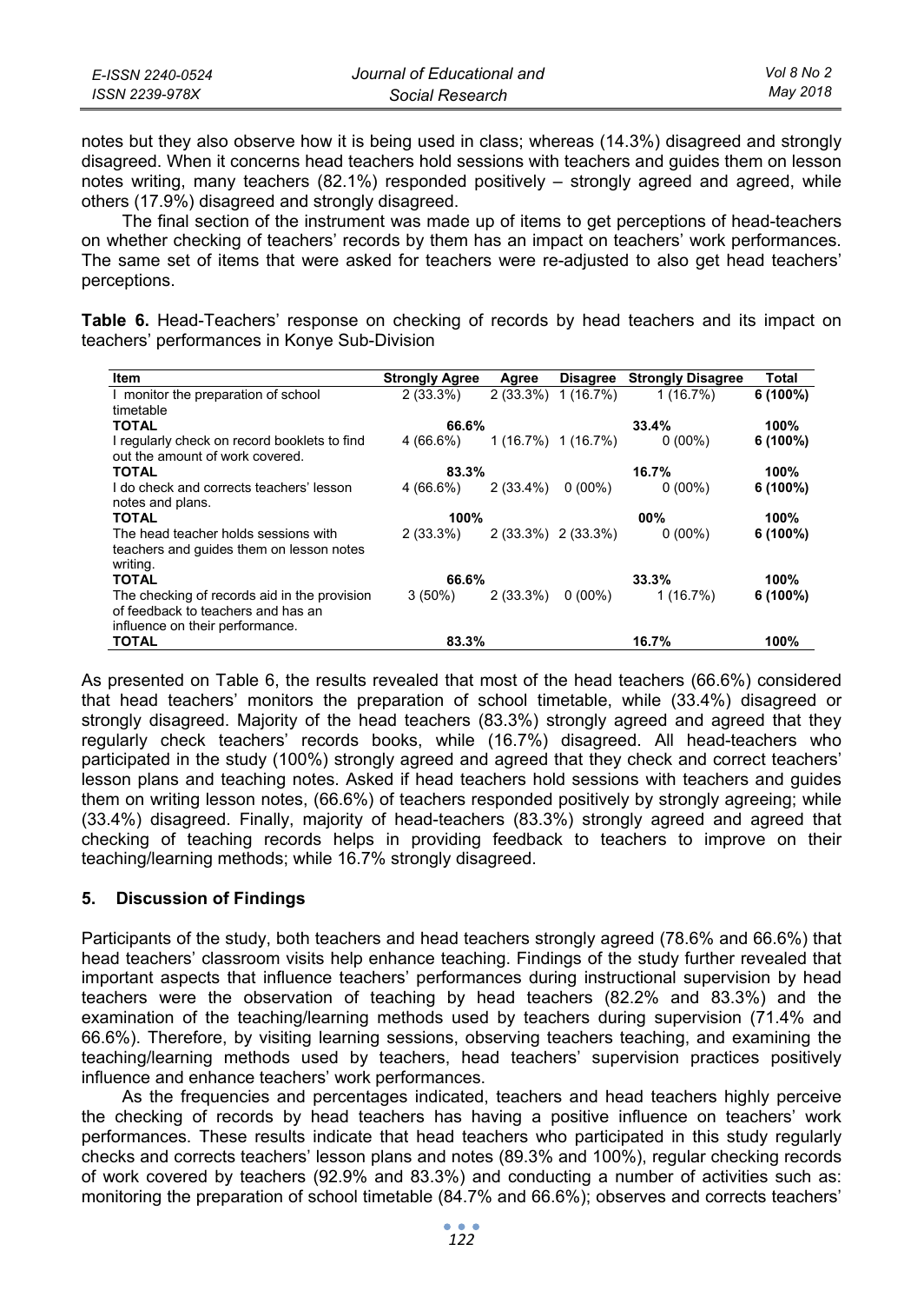notes but they also observe how it is being used in class; whereas (14.3%) disagreed and strongly disagreed. When it concerns head teachers hold sessions with teachers and guides them on lesson notes writing, many teachers (82.1%) responded positively – strongly agreed and agreed, while others (17.9%) disagreed and strongly disagreed.

The final section of the instrument was made up of items to get perceptions of head-teachers on whether checking of teachers' records by them has an impact on teachers' work performances. The same set of items that were asked for teachers were re-adjusted to also get head teachers' perceptions.

**Table 6.** Head-Teachers' response on checking of records by head teachers and its impact on teachers' performances in Konye Sub-Division

| Item | Strongly Agree | Agree | Disagree | Strongly Disagree | Total |
|---|---|---|---|---|---|
| I monitor the preparation of school timetable | 2 (33.3%) | 2 (33.3%) | 1 (16.7%) | 1 (16.7%) | 6 (100%) |
| **TOTAL** | **66.6%** | | | **33.4%** | **100%** |
| I regularly check on record booklets to find out the amount of work covered. | 4 (66.6%) | 1 (16.7%) | 1 (16.7%) | 0 (00%) | 6 (100%) |
| **TOTAL** | **83.3%** | | | **16.7%** | **100%** |
| I do check and corrects teachers' lesson notes and plans. | 4 (66.6%) | 2 (33.4%) | 0 (00%) | 0 (00%) | 6 (100%) |
| **TOTAL** | **100%** | | | **00%** | **100%** |
| The head teacher holds sessions with teachers and guides them on lesson notes writing. | 2 (33.3%) | 2 (33.3%) | 2 (33.3%) | 0 (00%) | 6 (100%) |
| **TOTAL** | **66.6%** | | | **33.3%** | **100%** |
| The checking of records aid in the provision of feedback to teachers and has an influence on their performance. | 3 (50%) | 2 (33.3%) | 0 (00%) | 1 (16.7%) | 6 (100%) |
| **TOTAL** | **83.3%** | | | **16.7%** | **100%** |

As presented on Table 6, the results revealed that most of the head teachers (66.6%) considered that head teachers' monitors the preparation of school timetable, while (33.4%) disagreed or strongly disagreed. Majority of the head teachers (83.3%) strongly agreed and agreed that they regularly check teachers' records books, while (16.7%) disagreed. All head-teachers who participated in the study (100%) strongly agreed and agreed that they check and correct teachers' lesson plans and teaching notes. Asked if head teachers hold sessions with teachers and guides them on writing lesson notes, (66.6%) of teachers responded positively by strongly agreeing; while (33.4%) disagreed. Finally, majority of head-teachers (83.3%) strongly agreed and agreed that checking of teaching records helps in providing feedback to teachers to improve on their teaching/learning methods; while 16.7% strongly disagreed.

## 5. Discussion of Findings

Participants of the study, both teachers and head teachers strongly agreed (78.6% and 66.6%) that head teachers' classroom visits help enhance teaching. Findings of the study further revealed that important aspects that influence teachers' performances during instructional supervision by head teachers were the observation of teaching by head teachers (82.2% and 83.3%) and the examination of the teaching/learning methods used by teachers during supervision (71.4% and 66.6%). Therefore, by visiting learning sessions, observing teachers teaching, and examining the teaching/learning methods used by teachers, head teachers' supervision practices positively influence and enhance teachers' work performances.

As the frequencies and percentages indicated, teachers and head teachers highly perceive the checking of records by head teachers has having a positive influence on teachers' work performances. These results indicate that head teachers who participated in this study regularly checks and corrects teachers' lesson plans and notes (89.3% and 100%), regular checking records of work covered by teachers (92.9% and 83.3%) and conducting a number of activities such as: monitoring the preparation of school timetable (84.7% and 66.6%); observes and corrects teachers'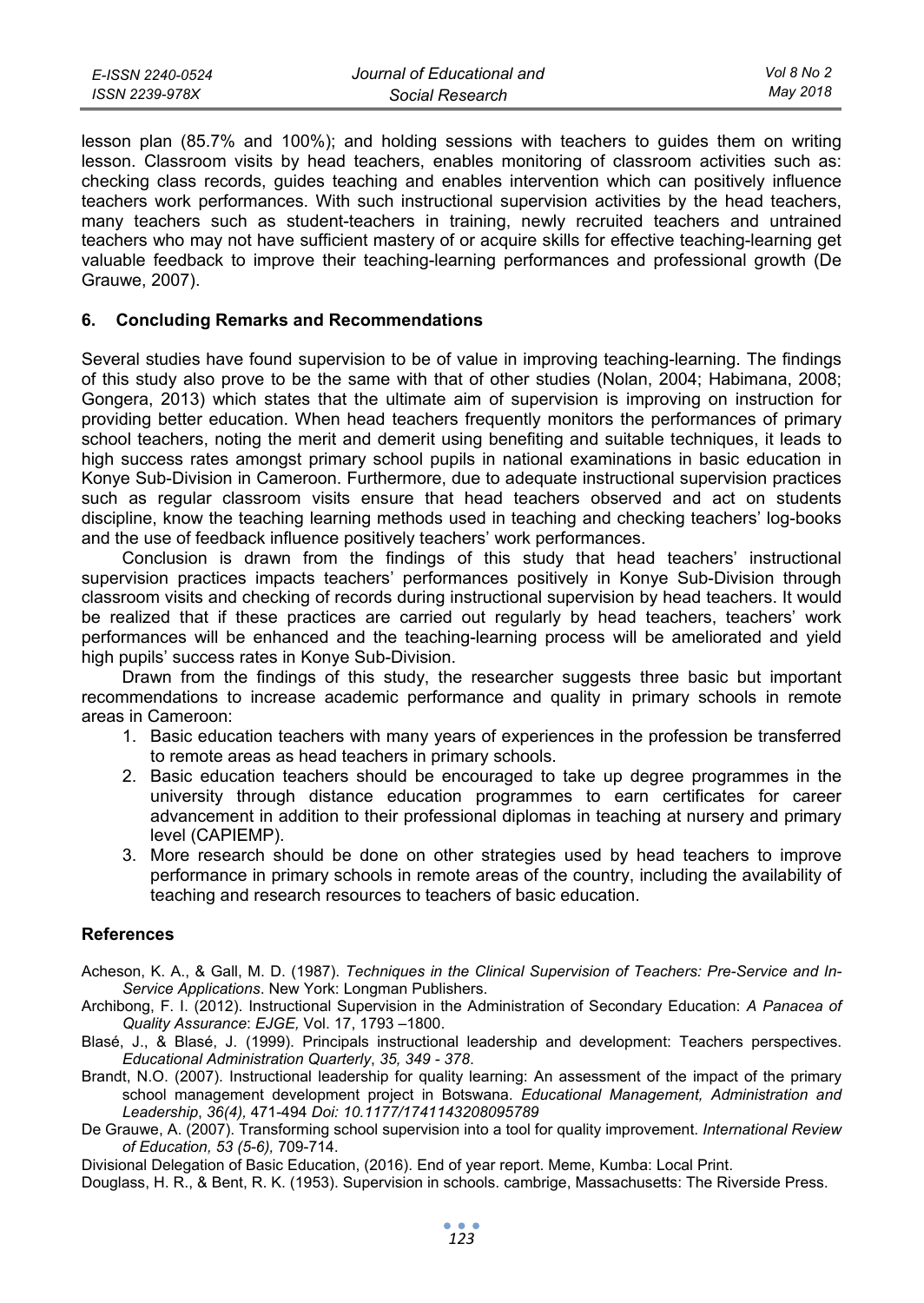lesson plan (85.7% and 100%); and holding sessions with teachers to guides them on writing lesson. Classroom visits by head teachers, enables monitoring of classroom activities such as: checking class records, guides teaching and enables intervention which can positively influence teachers work performances. With such instructional supervision activities by the head teachers, many teachers such as student-teachers in training, newly recruited teachers and untrained teachers who may not have sufficient mastery of or acquire skills for effective teaching-learning get valuable feedback to improve their teaching-learning performances and professional growth (De Grauwe, 2007).

## 6. Concluding Remarks and Recommendations

Several studies have found supervision to be of value in improving teaching-learning. The findings of this study also prove to be the same with that of other studies (Nolan, 2004; Habimana, 2008; Gongera, 2013) which states that the ultimate aim of supervision is improving on instruction for providing better education. When head teachers frequently monitors the performances of primary school teachers, noting the merit and demerit using benefiting and suitable techniques, it leads to high success rates amongst primary school pupils in national examinations in basic education in Konye Sub-Division in Cameroon. Furthermore, due to adequate instructional supervision practices such as regular classroom visits ensure that head teachers observed and act on students discipline, know the teaching learning methods used in teaching and checking teachers' log-books and the use of feedback influence positively teachers' work performances.

Conclusion is drawn from the findings of this study that head teachers' instructional supervision practices impacts teachers' performances positively in Konye Sub-Division through classroom visits and checking of records during instructional supervision by head teachers. It would be realized that if these practices are carried out regularly by head teachers, teachers' work performances will be enhanced and the teaching-learning process will be ameliorated and yield high pupils' success rates in Konye Sub-Division.

Drawn from the findings of this study, the researcher suggests three basic but important recommendations to increase academic performance and quality in primary schools in remote areas in Cameroon:

1. Basic education teachers with many years of experiences in the profession be transferred to remote areas as head teachers in primary schools.
2. Basic education teachers should be encouraged to take up degree programmes in the university through distance education programmes to earn certificates for career advancement in addition to their professional diplomas in teaching at nursery and primary level (CAPIEMP).
3. More research should be done on other strategies used by head teachers to improve performance in primary schools in remote areas of the country, including the availability of teaching and research resources to teachers of basic education.

## References

Acheson, K. A., & Gall, M. D. (1987). *Techniques in the Clinical Supervision of Teachers: Pre-Service and In-Service Applications*. New York: Longman Publishers.

Archibong, F. I. (2012). Instructional Supervision in the Administration of Secondary Education: *A Panacea of Quality Assurance*: *EJGE,* Vol. 17, 1793 –1800.

Blasé, J., & Blasé, J. (1999). Principals instructional leadership and development: Teachers perspectives. *Educational Administration Quarterly*, *35, 349 - 378*.

Brandt, N.O. (2007). Instructional leadership for quality learning: An assessment of the impact of the primary school management development project in Botswana. *Educational Management, Administration and Leadership*, *36(4),* 471-494 *Doi: 10.1177/1741143208095789*

De Grauwe, A. (2007). Transforming school supervision into a tool for quality improvement. *International Review of Education, 53 (5-6),* 709-714.

Divisional Delegation of Basic Education, (2016). End of year report. Meme, Kumba: Local Print.

Douglass, H. R., & Bent, R. K. (1953). Supervision in schools. cambrige, Massachusetts: The Riverside Press.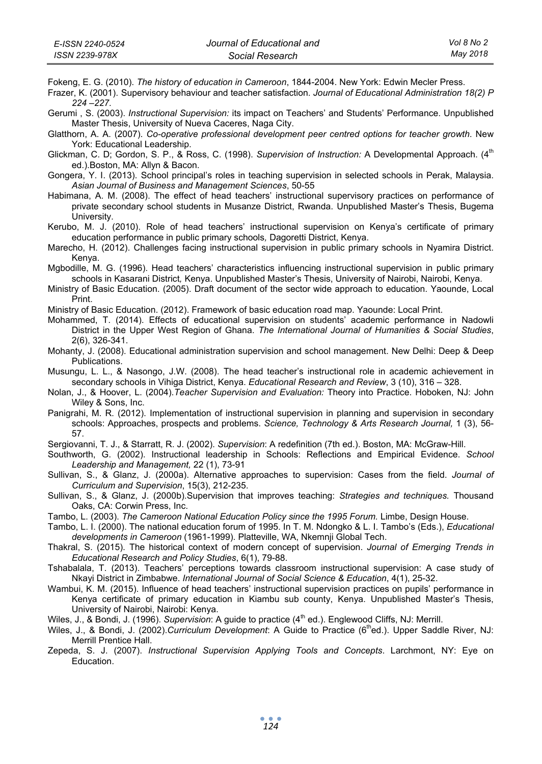Fokeng, E. G. (2010). *The history of education in Cameroon*, 1844-2004. New York: Edwin Mecler Press.

Frazer, K. (2001). Supervisory behaviour and teacher satisfaction. *Journal of Educational Administration 18(2) P 224 –227.*

Gerumi , S. (2003). *Instructional Supervision:* its impact on Teachers' and Students' Performance. Unpublished Master Thesis, University of Nueva Caceres, Naga City.

Glatthorn, A. A. (2007). *Co-operative professional development peer centred options for teacher growth*. New York: Educational Leadership.

Glickman, C. D; Gordon, S. P., & Ross, C. (1998). *Supervision of Instruction:* A Developmental Approach. (4th ed.).Boston, MA: Allyn & Bacon.

Gongera, Y. I. (2013). School principal's roles in teaching supervision in selected schools in Perak, Malaysia. *Asian Journal of Business and Management Sciences*, 50-55

Habimana, A. M. (2008). The effect of head teachers' instructional supervisory practices on performance of private secondary school students in Musanze District, Rwanda. Unpublished Master's Thesis, Bugema University.

Kerubo, M. J. (2010). Role of head teachers' instructional supervision on Kenya's certificate of primary education performance in public primary schools*,* Dagoretti District, Kenya.

Marecho, H. (2012). Challenges facing instructional supervision in public primary schools in Nyamira District. Kenya.

Mgbodille, M. G. (1996). Head teachers' characteristics influencing instructional supervision in public primary schools in Kasarani District*,* Kenya. Unpublished Master's Thesis, University of Nairobi, Nairobi, Kenya.

Ministry of Basic Education. (2005). Draft document of the sector wide approach to education. Yaounde, Local Print.

Ministry of Basic Education. (2012). Framework of basic education road map. Yaounde: Local Print.

Mohammed, T. (2014). Effects of educational supervision on students' academic performance in Nadowli District in the Upper West Region of Ghana. *The International Journal of Humanities & Social Studies*, 2(6), 326-341.

Mohanty, J. (2008). Educational administration supervision and school management. New Delhi: Deep & Deep Publications.

Musungu, L. L., & Nasongo, J.W. (2008). The head teacher's instructional role in academic achievement in secondary schools in Vihiga District, Kenya. *Educational Research and Review*, 3 (10), 316 – 328.

Nolan, J., & Hoover, L. (2004).*Teacher Supervision and Evaluation:* Theory into Practice. Hoboken, NJ: John Wiley & Sons, Inc.

Panigrahi, M. R. (2012). Implementation of instructional supervision in planning and supervision in secondary schools: Approaches, prospects and problems. *Science, Technology & Arts Research Journal,* 1 (3), 56-57.

Sergiovanni, T. J., & Starratt, R. J. (2002). *Supervision*: A redefinition (7th ed.). Boston, MA: McGraw-Hill.

Southworth, G. (2002). Instructional leadership in Schools: Reflections and Empirical Evidence. *School Leadership and Management,* 22 (1), 73-91

Sullivan, S., & Glanz, J. (2000a). Alternative approaches to supervision: Cases from the field. *Journal of Curriculum and Supervision*, 15(3), 212-235.

Sullivan, S., & Glanz, J. (2000b).Supervision that improves teaching: *Strategies and techniques.* Thousand Oaks, CA: Corwin Press, Inc.

Tambo, L. (2003). *The Cameroon National Education Policy since the 1995 Forum*. Limbe, Design House.

Tambo, L. I. (2000). The national education forum of 1995. In T. M. Ndongko & L. I. Tambo's (Eds.), *Educational developments in Cameroon* (1961-1999). Platteville, WA, Nkemnji Global Tech.

Thakral, S. (2015). The historical context of modern concept of supervision. *Journal of Emerging Trends in Educational Research and Policy Studies*, 6(1), 79-88.

Tshabalala, T. (2013). Teachers' perceptions towards classroom instructional supervision: A case study of Nkayi District in Zimbabwe. *International Journal of Social Science & Education*, 4(1), 25-32.

Wambui, K. M. (2015). Influence of head teachers' instructional supervision practices on pupils' performance in Kenya certificate of primary education in Kiambu sub county, Kenya. Unpublished Master's Thesis, University of Nairobi, Nairobi: Kenya.

Wiles, J., & Bondi, J. (1996). *Supervision*: A guide to practice (4th ed.). Englewood Cliffs, NJ: Merrill.

Wiles, J., & Bondi, J. (2002).*Curriculum Development*: A Guide to Practice (6thed.). Upper Saddle River, NJ: Merrill Prentice Hall.

Zepeda, S. J. (2007). *Instructional Supervision Applying Tools and Concepts*. Larchmont, NY: Eye on Education.